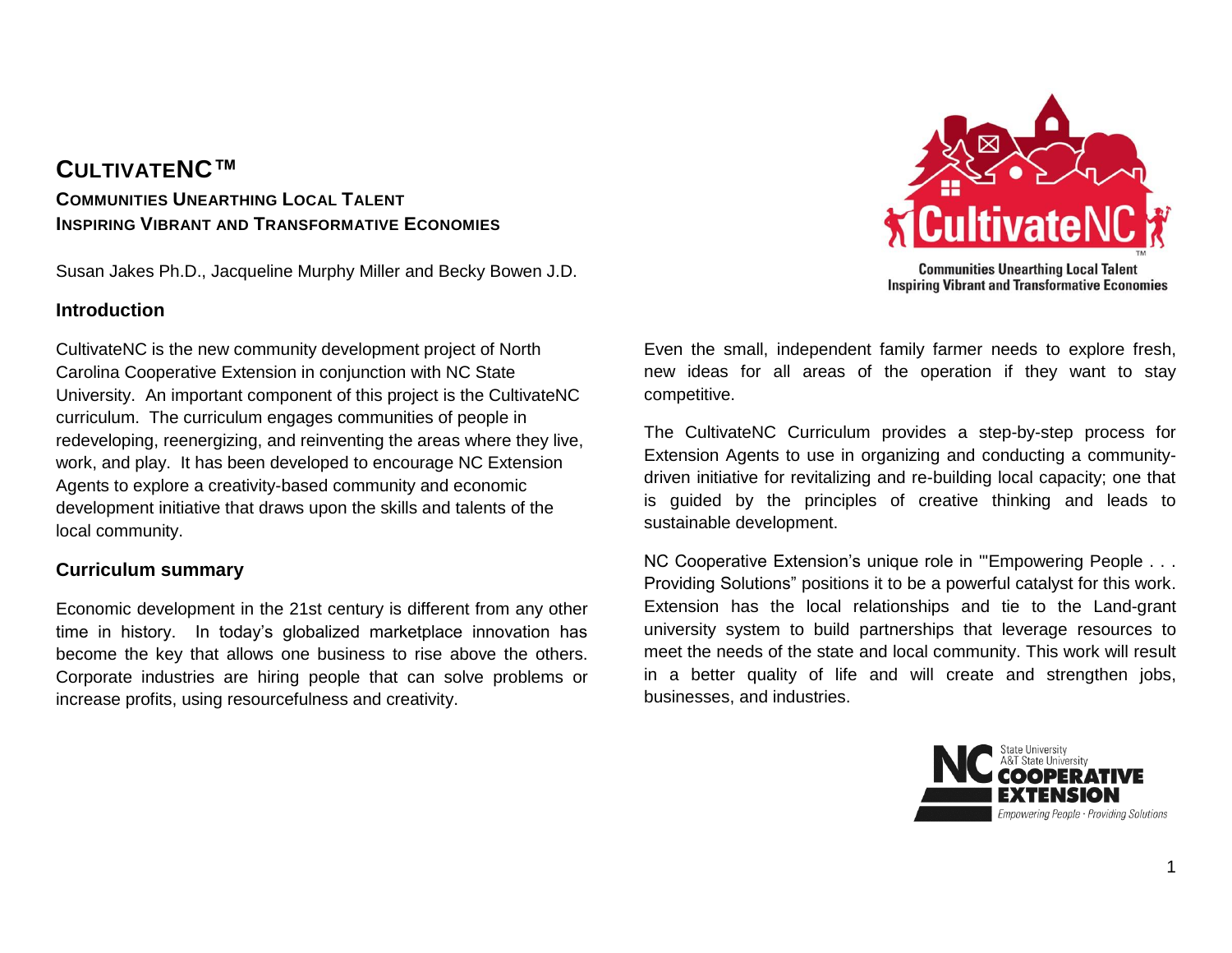# CULTIVATENC™

### COMMUNITIES UNEARTHING LOCAL TALENT
### INSPIRING VIBRANT AND TRANSFORMATIVE ECONOMIES

Susan Jakes Ph.D., Jacqueline Murphy Miller and Becky Bowen J.D.

## Introduction

CultivateNC is the new community development project of North Carolina Cooperative Extension in conjunction with NC State University. An important component of this project is the CultivateNC curriculum. The curriculum engages communities of people in redeveloping, reenergizing, and reinventing the areas where they live, work, and play. It has been developed to encourage NC Extension Agents to explore a creativity-based community and economic development initiative that draws upon the skills and talents of the local community.

## Curriculum summary

Economic development in the 21st century is different from any other time in history. In today's globalized marketplace innovation has become the key that allows one business to rise above the others. Corporate industries are hiring people that can solve problems or increase profits, using resourcefulness and creativity. Even the small, independent family farmer needs to explore fresh, new ideas for all areas of the operation if they want to stay competitive.

The CultivateNC Curriculum provides a step-by-step process for Extension Agents to use in organizing and conducting a community-driven initiative for revitalizing and re-building local capacity; one that is guided by the principles of creative thinking and leads to sustainable development.

NC Cooperative Extension's unique role in "'Empowering People . . . Providing Solutions" positions it to be a powerful catalyst for this work. Extension has the local relationships and tie to the Land-grant university system to build partnerships that leverage resources to meet the needs of the state and local community. This work will result in a better quality of life and will create and strengthen jobs, businesses, and industries.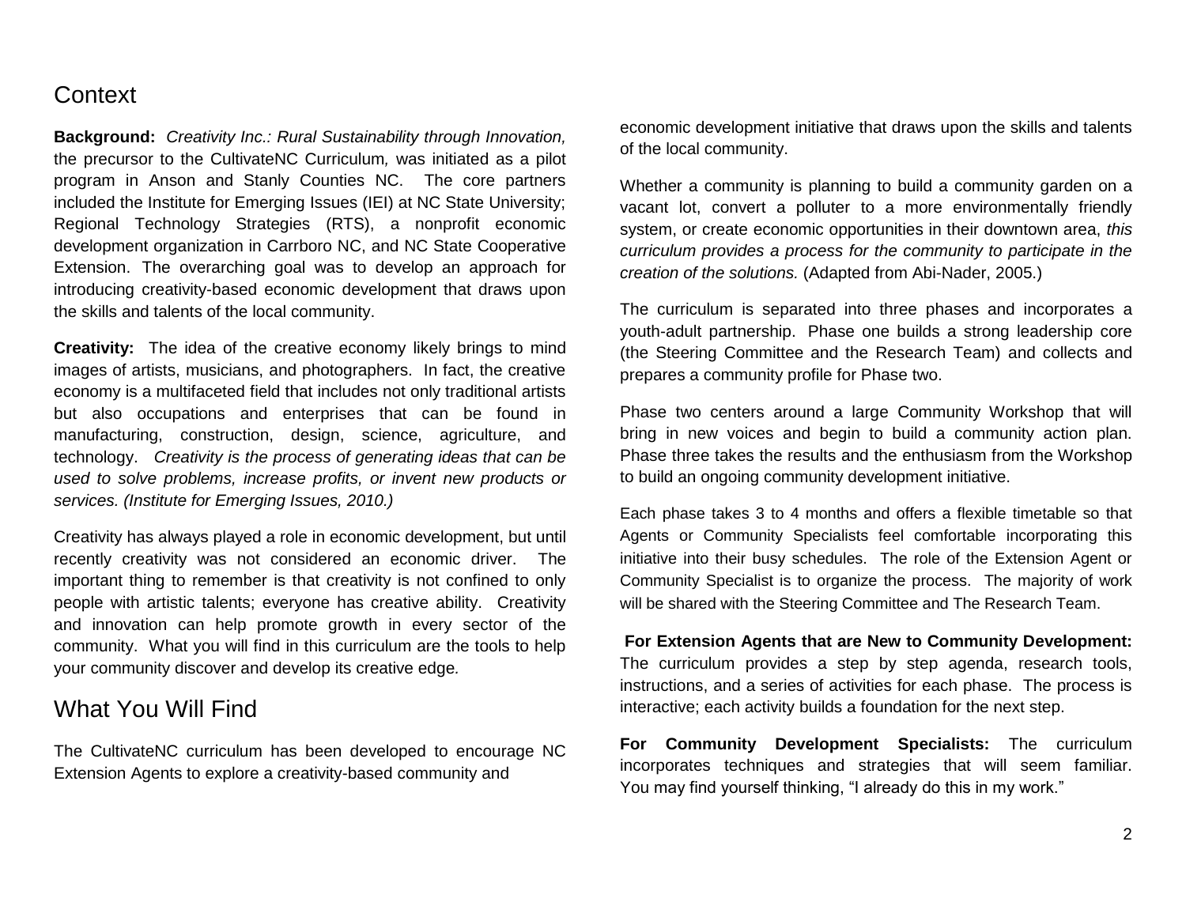## Context

**Background:** *Creativity Inc.: Rural Sustainability through Innovation,* the precursor to the CultivateNC Curriculum*,* was initiated as a pilot program in Anson and Stanly Counties NC. The core partners included the Institute for Emerging Issues (IEI) at NC State University; Regional Technology Strategies (RTS), a nonprofit economic development organization in Carrboro NC, and NC State Cooperative Extension. The overarching goal was to develop an approach for introducing creativity-based economic development that draws upon the skills and talents of the local community.

**Creativity:** The idea of the creative economy likely brings to mind images of artists, musicians, and photographers. In fact, the creative economy is a multifaceted field that includes not only traditional artists but also occupations and enterprises that can be found in manufacturing, construction, design, science, agriculture, and technology. *Creativity is the process of generating ideas that can be used to solve problems, increase profits, or invent new products or services. (Institute for Emerging Issues, 2010.)*

Creativity has always played a role in economic development, but until recently creativity was not considered an economic driver. The important thing to remember is that creativity is not confined to only people with artistic talents; everyone has creative ability. Creativity and innovation can help promote growth in every sector of the community. What you will find in this curriculum are the tools to help your community discover and develop its creative edge.

## What You Will Find

The CultivateNC curriculum has been developed to encourage NC Extension Agents to explore a creativity-based community and economic development initiative that draws upon the skills and talents of the local community.

Whether a community is planning to build a community garden on a vacant lot, convert a polluter to a more environmentally friendly system, or create economic opportunities in their downtown area, *this curriculum provides a process for the community to participate in the creation of the solutions.* (Adapted from Abi-Nader, 2005.)

The curriculum is separated into three phases and incorporates a youth-adult partnership. Phase one builds a strong leadership core (the Steering Committee and the Research Team) and collects and prepares a community profile for Phase two.

Phase two centers around a large Community Workshop that will bring in new voices and begin to build a community action plan. Phase three takes the results and the enthusiasm from the Workshop to build an ongoing community development initiative.

Each phase takes 3 to 4 months and offers a flexible timetable so that Agents or Community Specialists feel comfortable incorporating this initiative into their busy schedules. The role of the Extension Agent or Community Specialist is to organize the process. The majority of work will be shared with the Steering Committee and The Research Team.

**For Extension Agents that are New to Community Development:** The curriculum provides a step by step agenda, research tools, instructions, and a series of activities for each phase. The process is interactive; each activity builds a foundation for the next step.

**For Community Development Specialists:** The curriculum incorporates techniques and strategies that will seem familiar. You may find yourself thinking, "I already do this in my work."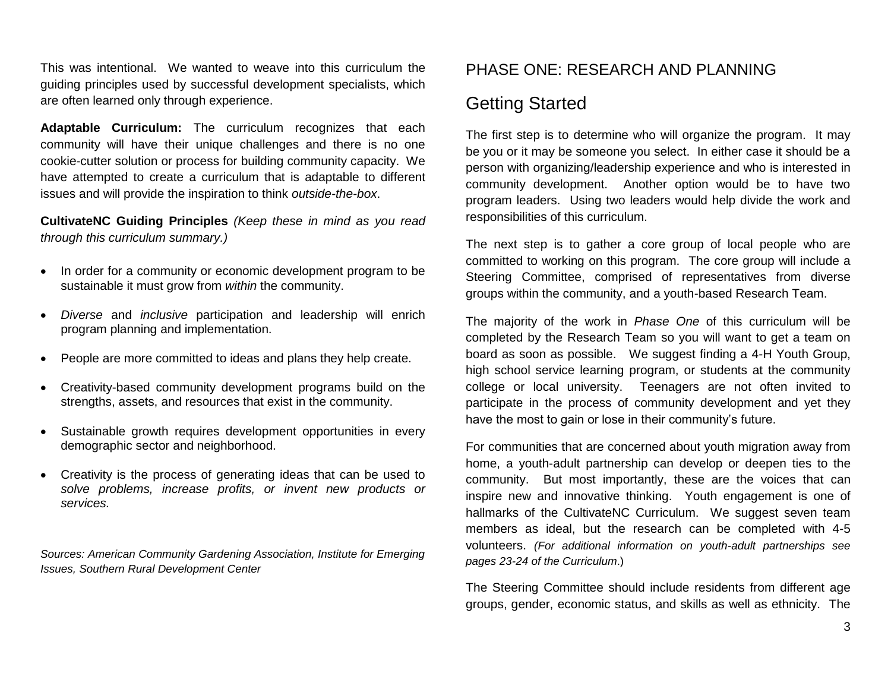This was intentional. We wanted to weave into this curriculum the guiding principles used by successful development specialists, which are often learned only through experience.

**Adaptable Curriculum:** The curriculum recognizes that each community will have their unique challenges and there is no one cookie-cutter solution or process for building community capacity. We have attempted to create a curriculum that is adaptable to different issues and will provide the inspiration to think *outside-the-box*.

**CultivateNC Guiding Principles** *(Keep these in mind as you read through this curriculum summary.)*

- In order for a community or economic development program to be sustainable it must grow from *within* the community.
- *Diverse* and *inclusive* participation and leadership will enrich program planning and implementation.
- People are more committed to ideas and plans they help create.
- Creativity-based community development programs build on the strengths, assets, and resources that exist in the community.
- Sustainable growth requires development opportunities in every demographic sector and neighborhood.
- Creativity is the process of generating ideas that can be used to *solve problems, increase profits, or invent new products or services.*

*Sources: American Community Gardening Association, Institute for Emerging Issues, Southern Rural Development Center*

# PHASE ONE: RESEARCH AND PLANNING

## Getting Started

The first step is to determine who will organize the program. It may be you or it may be someone you select. In either case it should be a person with organizing/leadership experience and who is interested in community development. Another option would be to have two program leaders. Using two leaders would help divide the work and responsibilities of this curriculum.

The next step is to gather a core group of local people who are committed to working on this program. The core group will include a Steering Committee, comprised of representatives from diverse groups within the community, and a youth-based Research Team.

The majority of the work in *Phase One* of this curriculum will be completed by the Research Team so you will want to get a team on board as soon as possible. We suggest finding a 4-H Youth Group, high school service learning program, or students at the community college or local university. Teenagers are not often invited to participate in the process of community development and yet they have the most to gain or lose in their community's future.

For communities that are concerned about youth migration away from home, a youth-adult partnership can develop or deepen ties to the community. But most importantly, these are the voices that can inspire new and innovative thinking. Youth engagement is one of hallmarks of the CultivateNC Curriculum. We suggest seven team members as ideal, but the research can be completed with 4-5 volunteers. *(For additional information on youth-adult partnerships see pages 23-24 of the Curriculum.)*

The Steering Committee should include residents from different age groups, gender, economic status, and skills as well as ethnicity. The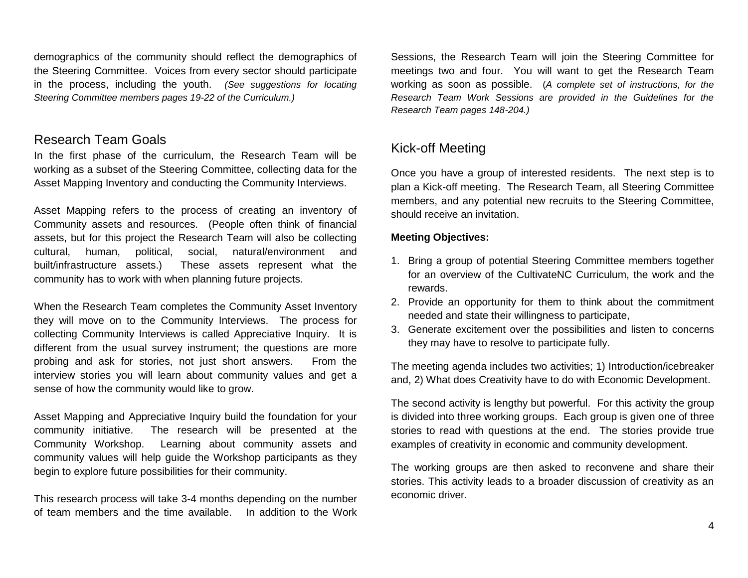demographics of the community should reflect the demographics of the Steering Committee. Voices from every sector should participate in the process, including the youth. *(See suggestions for locating Steering Committee members pages 19-22 of the Curriculum.)*

## Research Team Goals

In the first phase of the curriculum, the Research Team will be working as a subset of the Steering Committee, collecting data for the Asset Mapping Inventory and conducting the Community Interviews.

Asset Mapping refers to the process of creating an inventory of Community assets and resources. (People often think of financial assets, but for this project the Research Team will also be collecting cultural, human, political, social, natural/environment and built/infrastructure assets.) These assets represent what the community has to work with when planning future projects.

When the Research Team completes the Community Asset Inventory they will move on to the Community Interviews. The process for collecting Community Interviews is called Appreciative Inquiry. It is different from the usual survey instrument; the questions are more probing and ask for stories, not just short answers. From the interview stories you will learn about community values and get a sense of how the community would like to grow.

Asset Mapping and Appreciative Inquiry build the foundation for your community initiative. The research will be presented at the Community Workshop. Learning about community assets and community values will help guide the Workshop participants as they begin to explore future possibilities for their community.

This research process will take 3-4 months depending on the number of team members and the time available. In addition to the Work Sessions, the Research Team will join the Steering Committee for meetings two and four. You will want to get the Research Team working as soon as possible. (*A complete set of instructions, for the Research Team Work Sessions are provided in the Guidelines for the Research Team pages 148-204.)*

## Kick-off Meeting

Once you have a group of interested residents. The next step is to plan a Kick-off meeting. The Research Team, all Steering Committee members, and any potential new recruits to the Steering Committee, should receive an invitation.

**Meeting Objectives:**

1. Bring a group of potential Steering Committee members together for an overview of the CultivateNC Curriculum, the work and the rewards.
2. Provide an opportunity for them to think about the commitment needed and state their willingness to participate,
3. Generate excitement over the possibilities and listen to concerns they may have to resolve to participate fully.

The meeting agenda includes two activities; 1) Introduction/icebreaker and, 2) What does Creativity have to do with Economic Development.

The second activity is lengthy but powerful. For this activity the group is divided into three working groups. Each group is given one of three stories to read with questions at the end. The stories provide true examples of creativity in economic and community development.

The working groups are then asked to reconvene and share their stories. This activity leads to a broader discussion of creativity as an economic driver.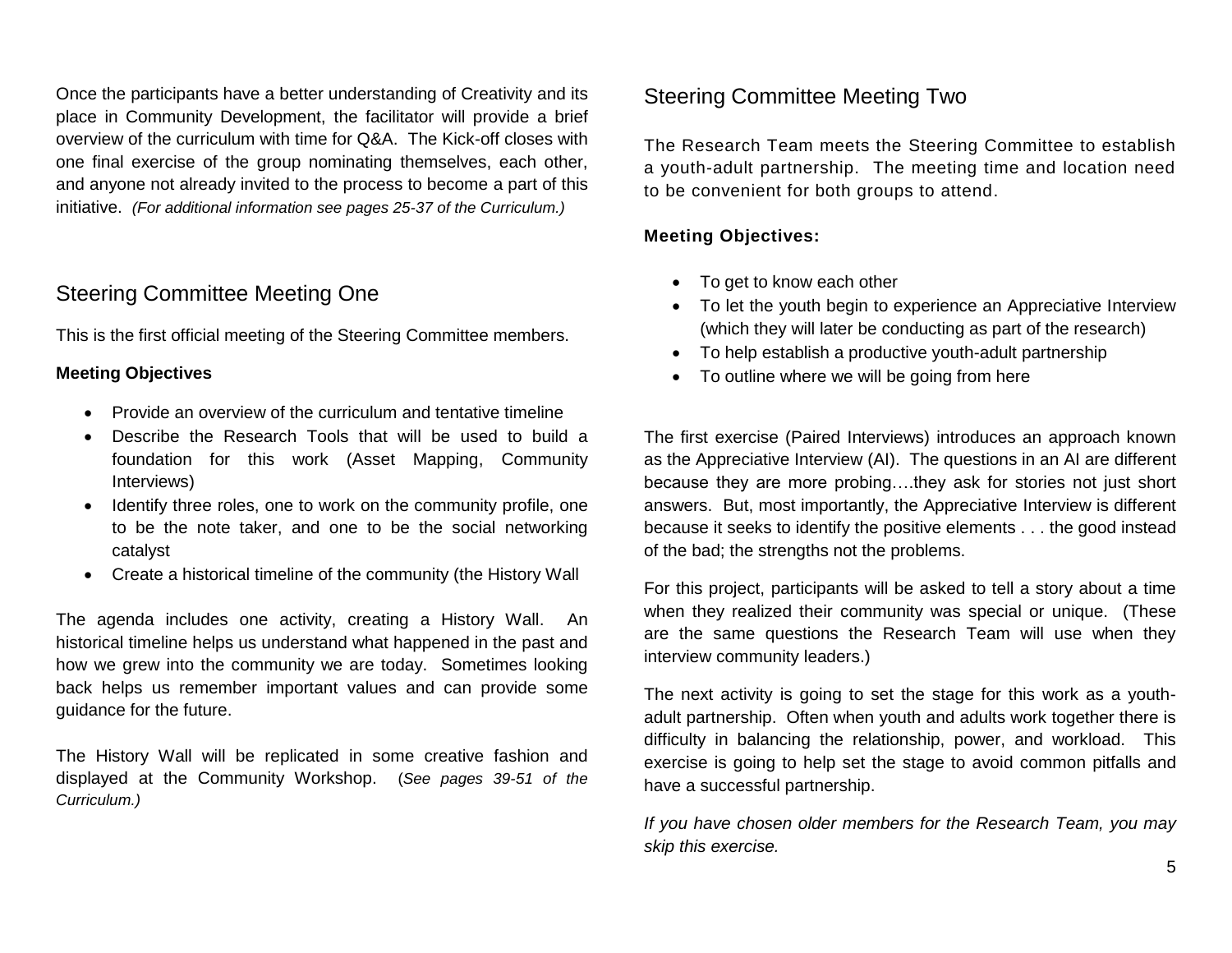Once the participants have a better understanding of Creativity and its place in Community Development, the facilitator will provide a brief overview of the curriculum with time for Q&A. The Kick-off closes with one final exercise of the group nominating themselves, each other, and anyone not already invited to the process to become a part of this initiative. *(For additional information see pages 25-37 of the Curriculum.)*

## Steering Committee Meeting One

This is the first official meeting of the Steering Committee members.

**Meeting Objectives**

- Provide an overview of the curriculum and tentative timeline
- Describe the Research Tools that will be used to build a foundation for this work (Asset Mapping, Community Interviews)
- Identify three roles, one to work on the community profile, one to be the note taker, and one to be the social networking catalyst
- Create a historical timeline of the community (the History Wall

The agenda includes one activity, creating a History Wall. An historical timeline helps us understand what happened in the past and how we grew into the community we are today. Sometimes looking back helps us remember important values and can provide some guidance for the future.

The History Wall will be replicated in some creative fashion and displayed at the Community Workshop. (*See pages 39-51 of the Curriculum.)*

## Steering Committee Meeting Two

The Research Team meets the Steering Committee to establish a youth-adult partnership. The meeting time and location need to be convenient for both groups to attend.

**Meeting Objectives:**

- To get to know each other
- To let the youth begin to experience an Appreciative Interview (which they will later be conducting as part of the research)
- To help establish a productive youth-adult partnership
- To outline where we will be going from here

The first exercise (Paired Interviews) introduces an approach known as the Appreciative Interview (AI). The questions in an AI are different because they are more probing….they ask for stories not just short answers. But, most importantly, the Appreciative Interview is different because it seeks to identify the positive elements . . . the good instead of the bad; the strengths not the problems.

For this project, participants will be asked to tell a story about a time when they realized their community was special or unique. (These are the same questions the Research Team will use when they interview community leaders.)

The next activity is going to set the stage for this work as a youth-adult partnership. Often when youth and adults work together there is difficulty in balancing the relationship, power, and workload. This exercise is going to help set the stage to avoid common pitfalls and have a successful partnership.

*If you have chosen older members for the Research Team, you may skip this exercise.*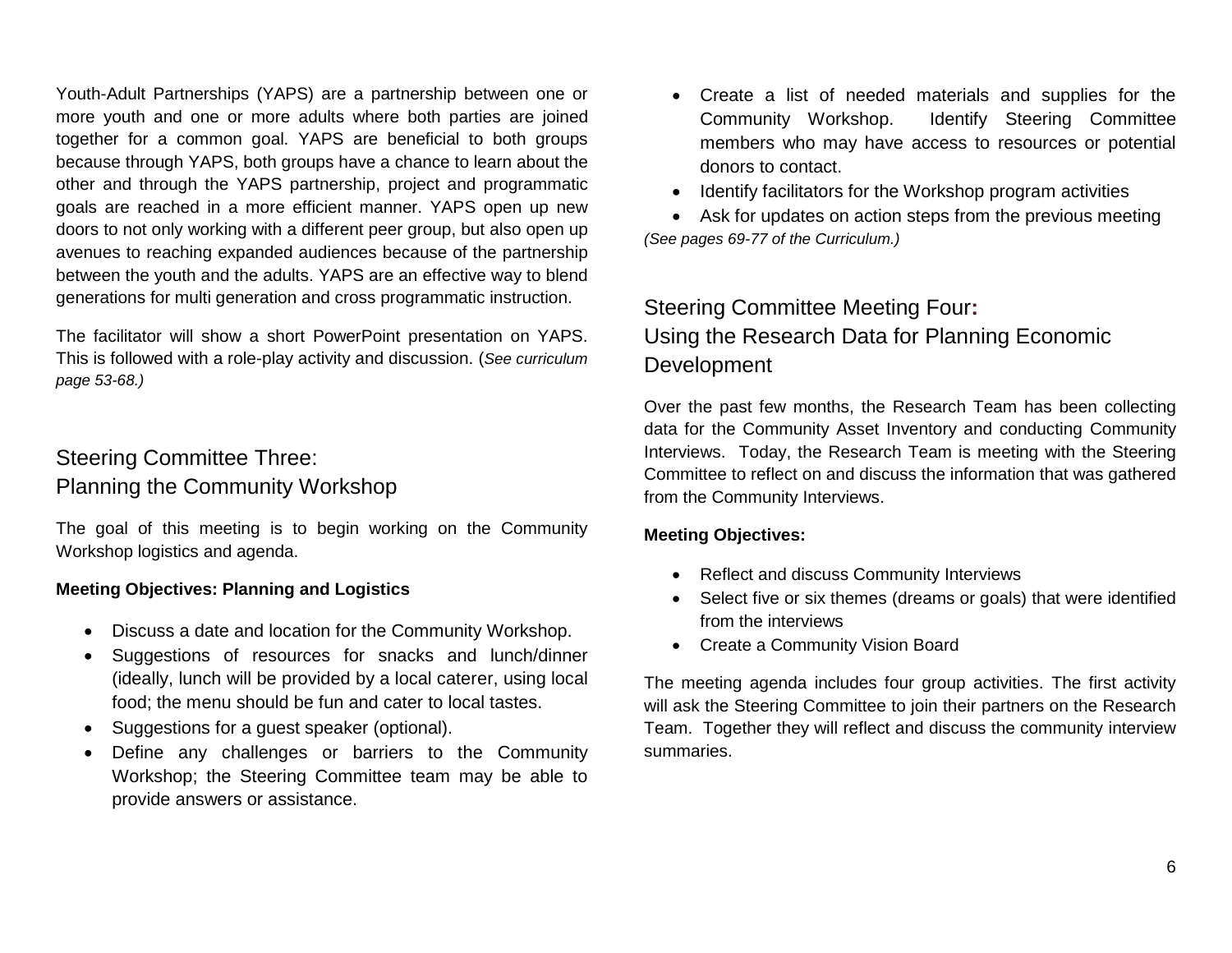Youth-Adult Partnerships (YAPS) are a partnership between one or more youth and one or more adults where both parties are joined together for a common goal. YAPS are beneficial to both groups because through YAPS, both groups have a chance to learn about the other and through the YAPS partnership, project and programmatic goals are reached in a more efficient manner. YAPS open up new doors to not only working with a different peer group, but also open up avenues to reaching expanded audiences because of the partnership between the youth and the adults. YAPS are an effective way to blend generations for multi generation and cross programmatic instruction.

The facilitator will show a short PowerPoint presentation on YAPS. This is followed with a role-play activity and discussion. (*See curriculum page 53-68.)*

## Steering Committee Three: Planning the Community Workshop

The goal of this meeting is to begin working on the Community Workshop logistics and agenda.

**Meeting Objectives: Planning and Logistics**

- Discuss a date and location for the Community Workshop.
- Suggestions of resources for snacks and lunch/dinner (ideally, lunch will be provided by a local caterer, using local food; the menu should be fun and cater to local tastes.
- Suggestions for a guest speaker (optional).
- Define any challenges or barriers to the Community Workshop; the Steering Committee team may be able to provide answers or assistance.
- Create a list of needed materials and supplies for the Community Workshop. Identify Steering Committee members who may have access to resources or potential donors to contact.
- Identify facilitators for the Workshop program activities
- Ask for updates on action steps from the previous meeting

*(See pages 69-77 of the Curriculum.)*

## Steering Committee Meeting Four: Using the Research Data for Planning Economic Development

Over the past few months, the Research Team has been collecting data for the Community Asset Inventory and conducting Community Interviews. Today, the Research Team is meeting with the Steering Committee to reflect on and discuss the information that was gathered from the Community Interviews.

**Meeting Objectives:**

- Reflect and discuss Community Interviews
- Select five or six themes (dreams or goals) that were identified from the interviews
- Create a Community Vision Board

The meeting agenda includes four group activities. The first activity will ask the Steering Committee to join their partners on the Research Team. Together they will reflect and discuss the community interview summaries.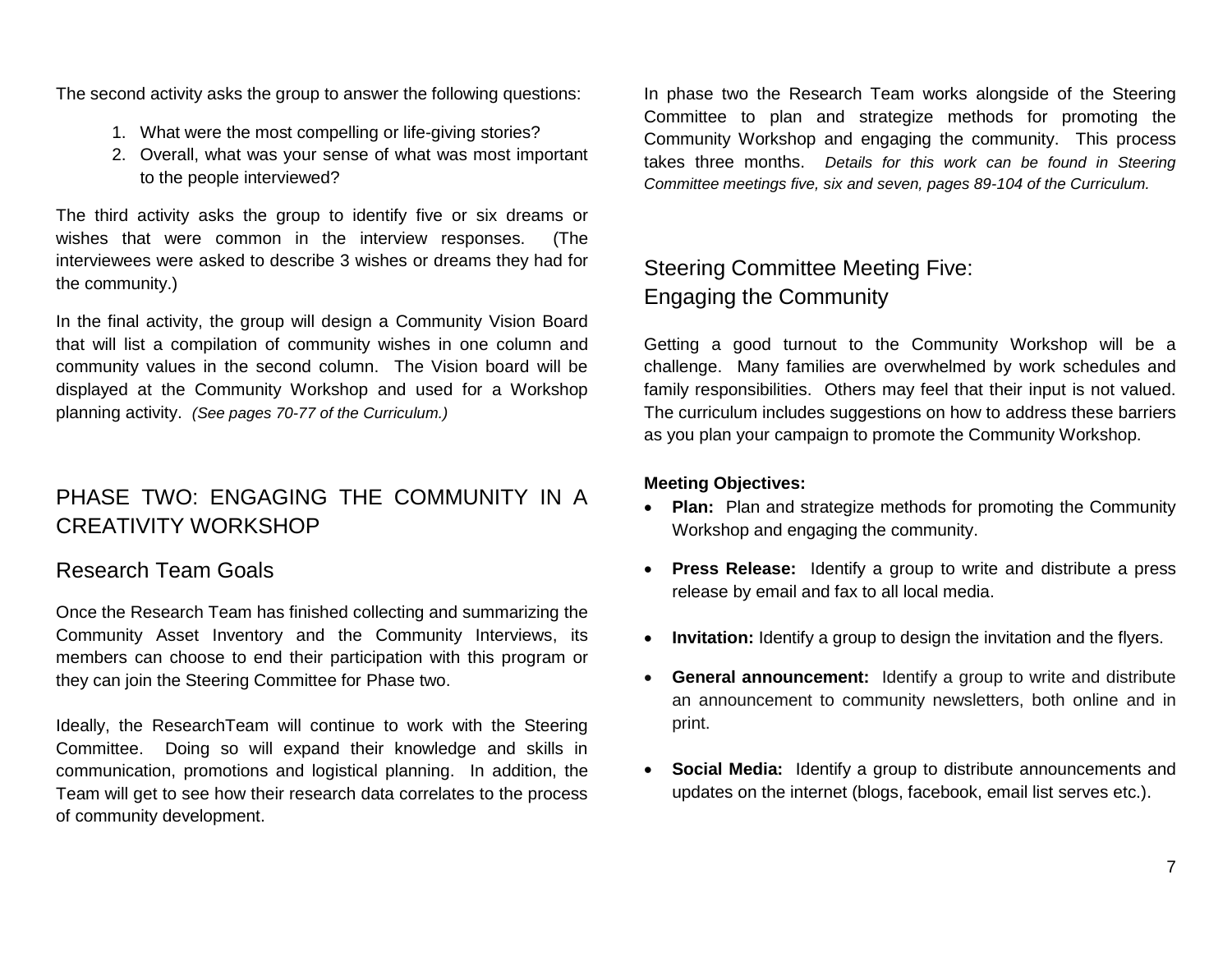The second activity asks the group to answer the following questions:

1. What were the most compelling or life-giving stories?
2. Overall, what was your sense of what was most important to the people interviewed?

The third activity asks the group to identify five or six dreams or wishes that were common in the interview responses. (The interviewees were asked to describe 3 wishes or dreams they had for the community.)

In the final activity, the group will design a Community Vision Board that will list a compilation of community wishes in one column and community values in the second column. The Vision board will be displayed at the Community Workshop and used for a Workshop planning activity. *(See pages 70-77 of the Curriculum.)*

## PHASE TWO: ENGAGING THE COMMUNITY IN A CREATIVITY WORKSHOP

### Research Team Goals

Once the Research Team has finished collecting and summarizing the Community Asset Inventory and the Community Interviews, its members can choose to end their participation with this program or they can join the Steering Committee for Phase two.

Ideally, the ResearchTeam will continue to work with the Steering Committee. Doing so will expand their knowledge and skills in communication, promotions and logistical planning. In addition, the Team will get to see how their research data correlates to the process of community development.

In phase two the Research Team works alongside of the Steering Committee to plan and strategize methods for promoting the Community Workshop and engaging the community. This process takes three months. *Details for this work can be found in Steering Committee meetings five, six and seven, pages 89-104 of the Curriculum.*

### Steering Committee Meeting Five: Engaging the Community

Getting a good turnout to the Community Workshop will be a challenge. Many families are overwhelmed by work schedules and family responsibilities. Others may feel that their input is not valued. The curriculum includes suggestions on how to address these barriers as you plan your campaign to promote the Community Workshop.

**Meeting Objectives:**

- **Plan:** Plan and strategize methods for promoting the Community Workshop and engaging the community.
- **Press Release:** Identify a group to write and distribute a press release by email and fax to all local media.
- **Invitation:** Identify a group to design the invitation and the flyers.
- **General announcement:** Identify a group to write and distribute an announcement to community newsletters, both online and in print.
- **Social Media:** Identify a group to distribute announcements and updates on the internet (blogs, facebook, email list serves etc.).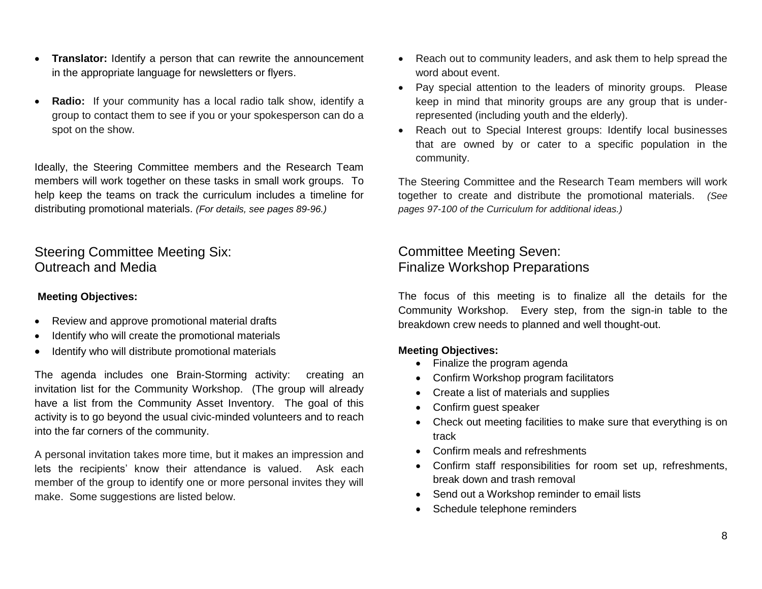- **Translator:** Identify a person that can rewrite the announcement in the appropriate language for newsletters or flyers.

- **Radio:** If your community has a local radio talk show, identify a group to contact them to see if you or your spokesperson can do a spot on the show.

Ideally, the Steering Committee members and the Research Team members will work together on these tasks in small work groups. To help keep the teams on track the curriculum includes a timeline for distributing promotional materials. *(For details, see pages 89-96.)*

## Steering Committee Meeting Six: Outreach and Media

**Meeting Objectives:**

- Review and approve promotional material drafts
- Identify who will create the promotional materials
- Identify who will distribute promotional materials

The agenda includes one Brain-Storming activity: creating an invitation list for the Community Workshop. (The group will already have a list from the Community Asset Inventory. The goal of this activity is to go beyond the usual civic-minded volunteers and to reach into the far corners of the community.

A personal invitation takes more time, but it makes an impression and lets the recipients' know their attendance is valued. Ask each member of the group to identify one or more personal invites they will make. Some suggestions are listed below.

- Reach out to community leaders, and ask them to help spread the word about event.
- Pay special attention to the leaders of minority groups. Please keep in mind that minority groups are any group that is under-represented (including youth and the elderly).
- Reach out to Special Interest groups: Identify local businesses that are owned by or cater to a specific population in the community.

The Steering Committee and the Research Team members will work together to create and distribute the promotional materials. *(See pages 97-100 of the Curriculum for additional ideas.)*

## Committee Meeting Seven: Finalize Workshop Preparations

The focus of this meeting is to finalize all the details for the Community Workshop. Every step, from the sign-in table to the breakdown crew needs to planned and well thought-out.

**Meeting Objectives:**

- Finalize the program agenda
- Confirm Workshop program facilitators
- Create a list of materials and supplies
- Confirm guest speaker
- Check out meeting facilities to make sure that everything is on track
- Confirm meals and refreshments
- Confirm staff responsibilities for room set up, refreshments, break down and trash removal
- Send out a Workshop reminder to email lists
- Schedule telephone reminders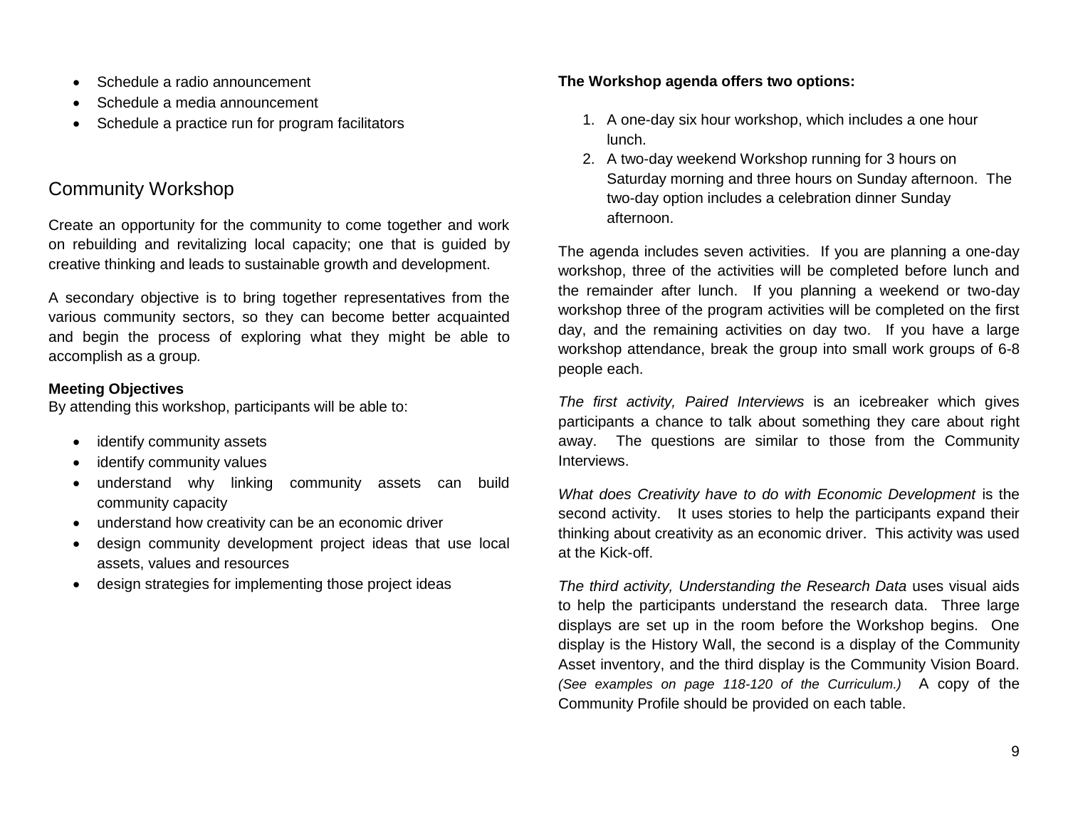- Schedule a radio announcement
- Schedule a media announcement
- Schedule a practice run for program facilitators

## Community Workshop

Create an opportunity for the community to come together and work on rebuilding and revitalizing local capacity; one that is guided by creative thinking and leads to sustainable growth and development.

A secondary objective is to bring together representatives from the various community sectors, so they can become better acquainted and begin the process of exploring what they might be able to accomplish as a group.

**Meeting Objectives**
By attending this workshop, participants will be able to:

- identify community assets
- identify community values
- understand why linking community assets can build community capacity
- understand how creativity can be an economic driver
- design community development project ideas that use local assets, values and resources
- design strategies for implementing those project ideas

**The Workshop agenda offers two options:**

1. A one-day six hour workshop, which includes a one hour lunch.
2. A two-day weekend Workshop running for 3 hours on Saturday morning and three hours on Sunday afternoon. The two-day option includes a celebration dinner Sunday afternoon.

The agenda includes seven activities. If you are planning a one-day workshop, three of the activities will be completed before lunch and the remainder after lunch. If you planning a weekend or two-day workshop three of the program activities will be completed on the first day, and the remaining activities on day two. If you have a large workshop attendance, break the group into small work groups of 6-8 people each.

*The first activity, Paired Interviews* is an icebreaker which gives participants a chance to talk about something they care about right away. The questions are similar to those from the Community Interviews.

*What does Creativity have to do with Economic Development* is the second activity. It uses stories to help the participants expand their thinking about creativity as an economic driver. This activity was used at the Kick-off.

*The third activity, Understanding the Research Data* uses visual aids to help the participants understand the research data. Three large displays are set up in the room before the Workshop begins. One display is the History Wall, the second is a display of the Community Asset inventory, and the third display is the Community Vision Board. *(See examples on page 118-120 of the Curriculum.)* A copy of the Community Profile should be provided on each table.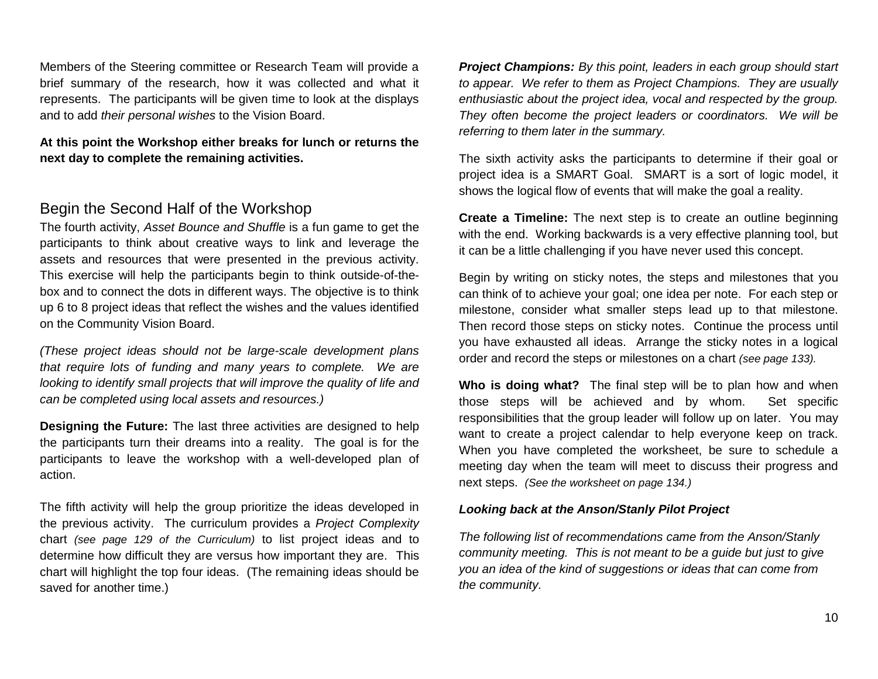Members of the Steering committee or Research Team will provide a brief summary of the research, how it was collected and what it represents. The participants will be given time to look at the displays and to add *their personal wishes* to the Vision Board.

**At this point the Workshop either breaks for lunch or returns the next day to complete the remaining activities.**

## Begin the Second Half of the Workshop

The fourth activity, *Asset Bounce and Shuffle* is a fun game to get the participants to think about creative ways to link and leverage the assets and resources that were presented in the previous activity. This exercise will help the participants begin to think outside-of-the-box and to connect the dots in different ways. The objective is to think up 6 to 8 project ideas that reflect the wishes and the values identified on the Community Vision Board.

*(These project ideas should not be large-scale development plans that require lots of funding and many years to complete. We are looking to identify small projects that will improve the quality of life and can be completed using local assets and resources.)*

**Designing the Future:** The last three activities are designed to help the participants turn their dreams into a reality. The goal is for the participants to leave the workshop with a well-developed plan of action.

The fifth activity will help the group prioritize the ideas developed in the previous activity. The curriculum provides a *Project Complexity* chart *(see page 129 of the Curriculum)* to list project ideas and to determine how difficult they are versus how important they are. This chart will highlight the top four ideas. (The remaining ideas should be saved for another time.)

***Project Champions:*** *By this point, leaders in each group should start to appear. We refer to them as Project Champions. They are usually enthusiastic about the project idea, vocal and respected by the group. They often become the project leaders or coordinators. We will be referring to them later in the summary.*

The sixth activity asks the participants to determine if their goal or project idea is a SMART Goal. SMART is a sort of logic model, it shows the logical flow of events that will make the goal a reality.

**Create a Timeline:** The next step is to create an outline beginning with the end. Working backwards is a very effective planning tool, but it can be a little challenging if you have never used this concept.

Begin by writing on sticky notes, the steps and milestones that you can think of to achieve your goal; one idea per note. For each step or milestone, consider what smaller steps lead up to that milestone. Then record those steps on sticky notes. Continue the process until you have exhausted all ideas. Arrange the sticky notes in a logical order and record the steps or milestones on a chart *(see page 133).*

**Who is doing what?** The final step will be to plan how and when those steps will be achieved and by whom. Set specific responsibilities that the group leader will follow up on later. You may want to create a project calendar to help everyone keep on track. When you have completed the worksheet, be sure to schedule a meeting day when the team will meet to discuss their progress and next steps. *(See the worksheet on page 134.)*

***Looking back at the Anson/Stanly Pilot Project***

*The following list of recommendations came from the Anson/Stanly community meeting. This is not meant to be a guide but just to give you an idea of the kind of suggestions or ideas that can come from the community.*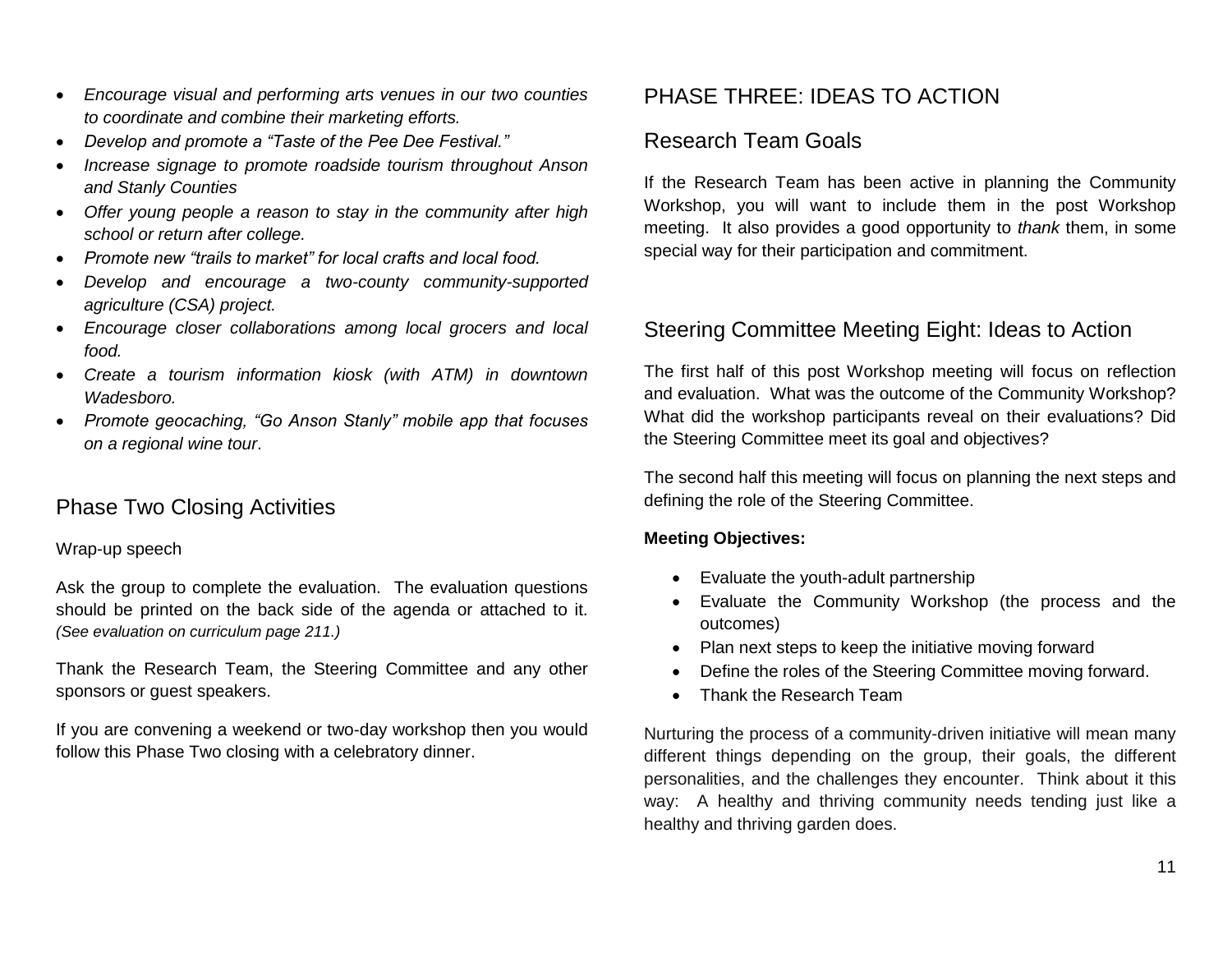- *Encourage visual and performing arts venues in our two counties to coordinate and combine their marketing efforts.*
- *Develop and promote a "Taste of the Pee Dee Festival."*
- *Increase signage to promote roadside tourism throughout Anson and Stanly Counties*
- *Offer young people a reason to stay in the community after high school or return after college.*
- *Promote new "trails to market" for local crafts and local food.*
- *Develop and encourage a two-county community-supported agriculture (CSA) project.*
- *Encourage closer collaborations among local grocers and local food.*
- *Create a tourism information kiosk (with ATM) in downtown Wadesboro.*
- *Promote geocaching, "Go Anson Stanly" mobile app that focuses on a regional wine tour*.

## Phase Two Closing Activities

Wrap-up speech

Ask the group to complete the evaluation. The evaluation questions should be printed on the back side of the agenda or attached to it. *(See evaluation on curriculum page 211.)*

Thank the Research Team, the Steering Committee and any other sponsors or guest speakers.

If you are convening a weekend or two-day workshop then you would follow this Phase Two closing with a celebratory dinner.

# PHASE THREE: IDEAS TO ACTION

## Research Team Goals

If the Research Team has been active in planning the Community Workshop, you will want to include them in the post Workshop meeting. It also provides a good opportunity to *thank* them, in some special way for their participation and commitment.

## Steering Committee Meeting Eight: Ideas to Action

The first half of this post Workshop meeting will focus on reflection and evaluation. What was the outcome of the Community Workshop? What did the workshop participants reveal on their evaluations? Did the Steering Committee meet its goal and objectives?

The second half this meeting will focus on planning the next steps and defining the role of the Steering Committee.

**Meeting Objectives:**

- Evaluate the youth-adult partnership
- Evaluate the Community Workshop (the process and the outcomes)
- Plan next steps to keep the initiative moving forward
- Define the roles of the Steering Committee moving forward.
- Thank the Research Team

Nurturing the process of a community-driven initiative will mean many different things depending on the group, their goals, the different personalities, and the challenges they encounter. Think about it this way: A healthy and thriving community needs tending just like a healthy and thriving garden does.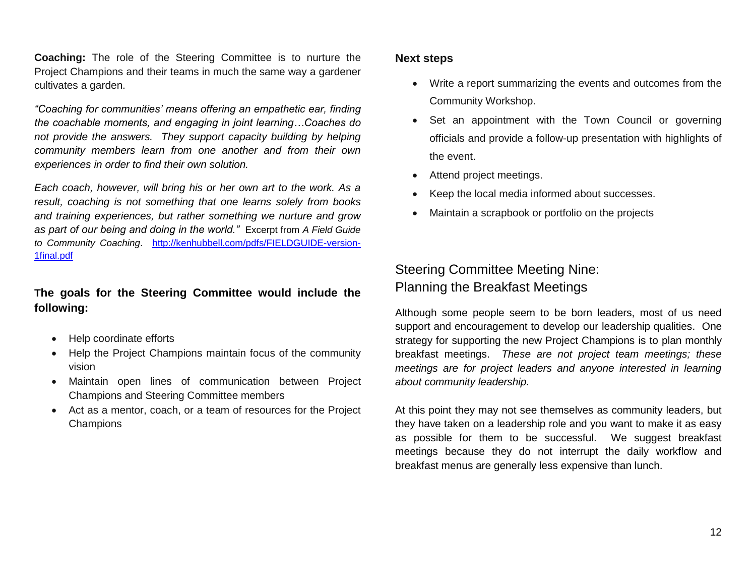**Coaching:** The role of the Steering Committee is to nurture the Project Champions and their teams in much the same way a gardener cultivates a garden.

*"Coaching for communities' means offering an empathetic ear, finding the coachable moments, and engaging in joint learning…Coaches do not provide the answers. They support capacity building by helping community members learn from one another and from their own experiences in order to find their own solution.*

*Each coach, however, will bring his or her own art to the work. As a result, coaching is not something that one learns solely from books and training experiences, but rather something we nurture and grow as part of our being and doing in the world."* Excerpt from *A Field Guide to Community Coaching*. http://kenhubbell.com/pdfs/FIELDGUIDE-version-1final.pdf

**The goals for the Steering Committee would include the following:**

- Help coordinate efforts
- Help the Project Champions maintain focus of the community vision
- Maintain open lines of communication between Project Champions and Steering Committee members
- Act as a mentor, coach, or a team of resources for the Project Champions

**Next steps**

- Write a report summarizing the events and outcomes from the Community Workshop.
- Set an appointment with the Town Council or governing officials and provide a follow-up presentation with highlights of the event.
- Attend project meetings.
- Keep the local media informed about successes.
- Maintain a scrapbook or portfolio on the projects

## Steering Committee Meeting Nine: Planning the Breakfast Meetings

Although some people seem to be born leaders, most of us need support and encouragement to develop our leadership qualities. One strategy for supporting the new Project Champions is to plan monthly breakfast meetings. *These are not project team meetings; these meetings are for project leaders and anyone interested in learning about community leadership.*

At this point they may not see themselves as community leaders, but they have taken on a leadership role and you want to make it as easy as possible for them to be successful. We suggest breakfast meetings because they do not interrupt the daily workflow and breakfast menus are generally less expensive than lunch.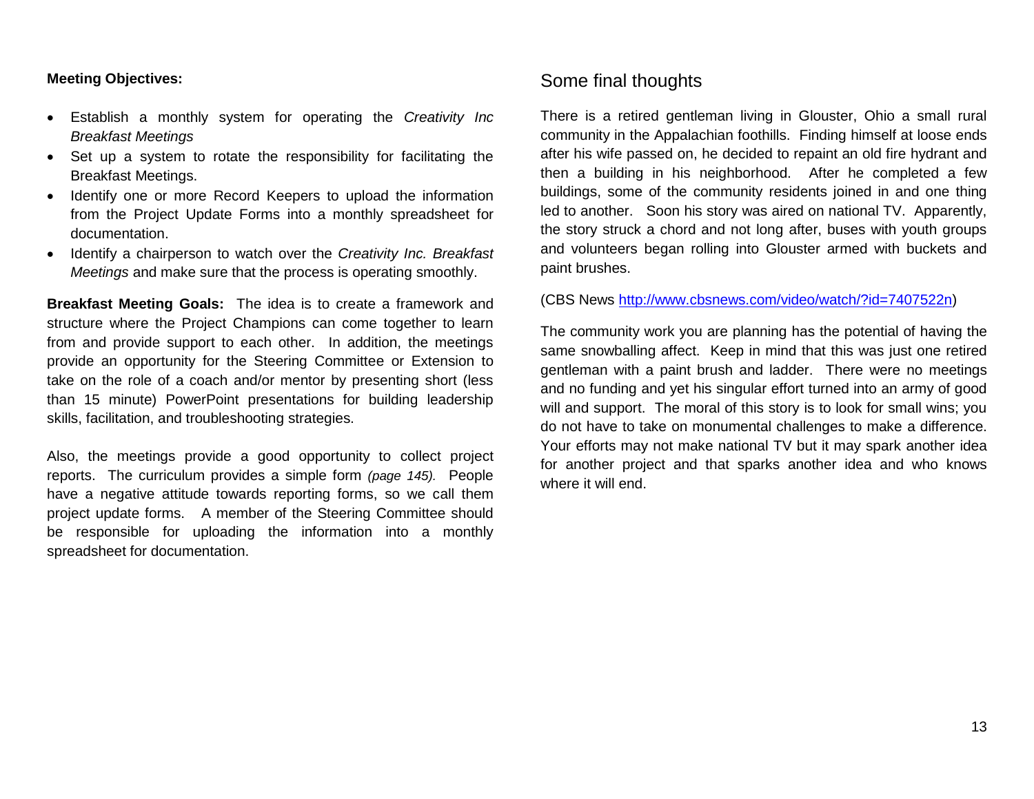**Meeting Objectives:**

- Establish a monthly system for operating the *Creativity Inc Breakfast Meetings*
- Set up a system to rotate the responsibility for facilitating the Breakfast Meetings.
- Identify one or more Record Keepers to upload the information from the Project Update Forms into a monthly spreadsheet for documentation.
- Identify a chairperson to watch over the *Creativity Inc. Breakfast Meetings* and make sure that the process is operating smoothly.

**Breakfast Meeting Goals:** The idea is to create a framework and structure where the Project Champions can come together to learn from and provide support to each other. In addition, the meetings provide an opportunity for the Steering Committee or Extension to take on the role of a coach and/or mentor by presenting short (less than 15 minute) PowerPoint presentations for building leadership skills, facilitation, and troubleshooting strategies.

Also, the meetings provide a good opportunity to collect project reports. The curriculum provides a simple form *(page 145).* People have a negative attitude towards reporting forms, so we call them project update forms. A member of the Steering Committee should be responsible for uploading the information into a monthly spreadsheet for documentation.

## Some final thoughts

There is a retired gentleman living in Glouster, Ohio a small rural community in the Appalachian foothills. Finding himself at loose ends after his wife passed on, he decided to repaint an old fire hydrant and then a building in his neighborhood. After he completed a few buildings, some of the community residents joined in and one thing led to another. Soon his story was aired on national TV. Apparently, the story struck a chord and not long after, buses with youth groups and volunteers began rolling into Glouster armed with buckets and paint brushes.

(CBS News http://www.cbsnews.com/video/watch/?id=7407522n)

The community work you are planning has the potential of having the same snowballing affect. Keep in mind that this was just one retired gentleman with a paint brush and ladder. There were no meetings and no funding and yet his singular effort turned into an army of good will and support. The moral of this story is to look for small wins; you do not have to take on monumental challenges to make a difference. Your efforts may not make national TV but it may spark another idea for another project and that sparks another idea and who knows where it will end.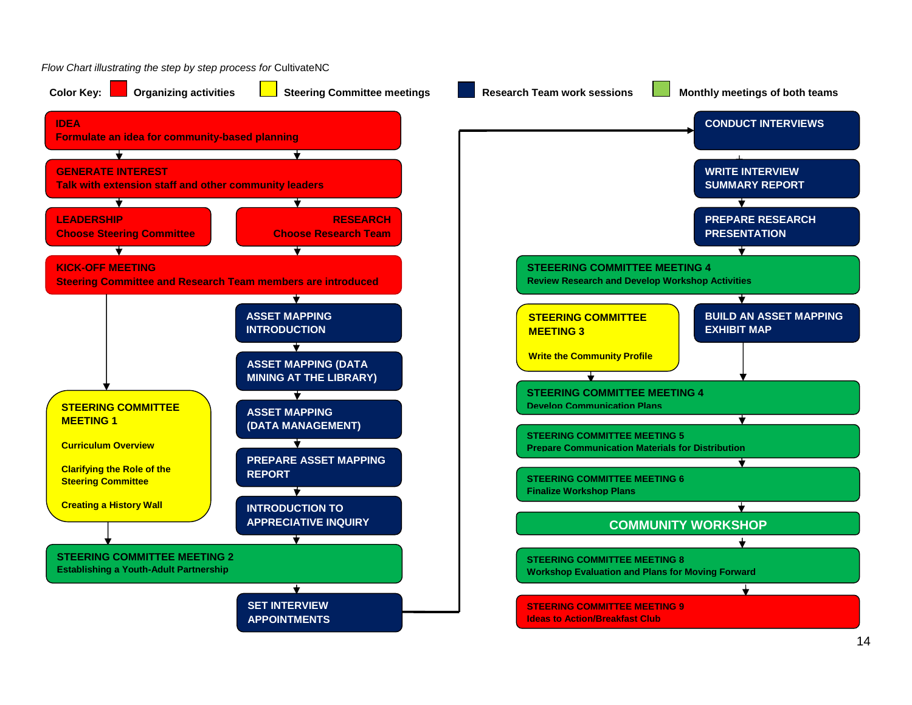*Flow Chart illustrating the step by step process for* CultivateNC

**Color Key:** Organizing activities | Steering Committee meetings | Research Team work sessions | Monthly meetings of both teams

**IDEA**
Formulate an idea for community-based planning

**GENERATE INTEREST**
Talk with extension staff and other community leaders

**LEADERSHIP**
Choose Steering Committee

**RESEARCH**
Choose Research Team

**KICK-OFF MEETING**
Steering Committee and Research Team members are introduced

**ASSET MAPPING INTRODUCTION**

**ASSET MAPPING (DATA MINING AT THE LIBRARY)**

**ASSET MAPPING (DATA MANAGEMENT)**

**PREPARE ASSET MAPPING REPORT**

**INTRODUCTION TO APPRECIATIVE INQUIRY**

**STEERING COMMITTEE MEETING 1**

Curriculum Overview

Clarifying the Role of the Steering Committee

Creating a History Wall

**STEERING COMMITTEE MEETING 2**
Establishing a Youth-Adult Partnership

**SET INTERVIEW APPOINTMENTS**

**CONDUCT INTERVIEWS**

**WRITE INTERVIEW SUMMARY REPORT**

**PREPARE RESEARCH PRESENTATION**

**STEEERING COMMITTEE MEETING 4**
Review Research and Develop Workshop Activities

**STEERING COMMITTEE MEETING 3**

Write the Community Profile

**BUILD AN ASSET MAPPING EXHIBIT MAP**

**STEERING COMMITTEE MEETING 4**
Develop Communication Plans

**STEERING COMMITTEE MEETING 5**
Prepare Communication Materials for Distribution

**STEERING COMMITTEE MEETING 6**
Finalize Workshop Plans

**COMMUNITY WORKSHOP**

**STEERING COMMITTEE MEETING 8**
Workshop Evaluation and Plans for Moving Forward

**STEERING COMMITTEE MEETING 9**
Ideas to Action/Breakfast Club